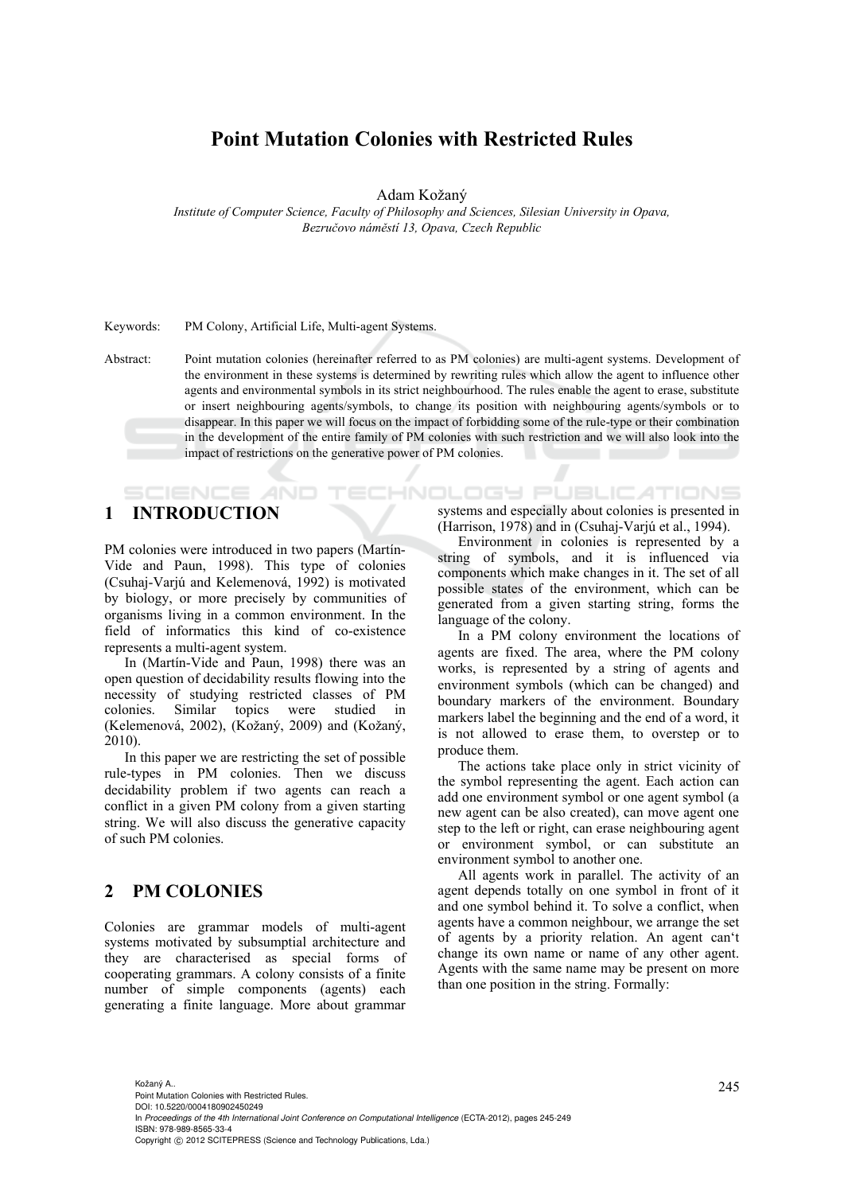# Point Mutation Colonies with Restricted Rules

Adam Kožaný

*Institute of Computer Science, Faculty of Philosophy and Sciences, Silesian University in Opava, Bezručovo náměstí 13, Opava, Czech Republic*

Keywords: PM Colony, Artificial Life, Multi-agent Systems.

Abstract: Point mutation colonies (hereinafter referred to as PM colonies) are multi-agent systems. Development of the environment in these systems is determined by rewriting rules which allow the agent to influence other agents and environmental symbols in its strict neighbourhood. The rules enable the agent to erase, substitute or insert neighbouring agents/symbols, to change its position with neighbouring agents/symbols or to disappear. In this paper we will focus on the impact of forbidding some of the rule-type or their combination in the development of the entire family of PM colonies with such restriction and we will also look into the impact of restrictions on the generative power of PM colonies.

## 1 INTRODUCTION

PM colonies were introduced in two papers (Martín-Vide and Paun, 1998). This type of colonies (Csuhaj-Varjú and Kelemenová, 1992) is motivated by biology, or more precisely by communities of organisms living in a common environment. In the field of informatics this kind of co-existence represents a multi-agent system.

In (Martín-Vide and Paun, 1998) there was an open question of decidability results flowing into the necessity of studying restricted classes of PM colonies. Similar topics were studied in (Kelemenová, 2002), (Kožaný, 2009) and (Kožaný, 2010).

In this paper we are restricting the set of possible rule-types in PM colonies. Then we discuss decidability problem if two agents can reach a conflict in a given PM colony from a given starting string. We will also discuss the generative capacity of such PM colonies.

## 2 PM COLONIES

Colonies are grammar models of multi-agent systems motivated by subsumptial architecture and they are characterised as special forms of cooperating grammars. A colony consists of a finite number of simple components (agents) each generating a finite language. More about grammar systems and especially about colonies is presented in (Harrison, 1978) and in (Csuhaj-Varjú et al., 1994).

Environment in colonies is represented by a string of symbols, and it is influenced via components which make changes in it. The set of all possible states of the environment, which can be generated from a given starting string, forms the language of the colony.

In a PM colony environment the locations of agents are fixed. The area, where the PM colony works, is represented by a string of agents and environment symbols (which can be changed) and boundary markers of the environment. Boundary markers label the beginning and the end of a word, it is not allowed to erase them, to overstep or to produce them.

The actions take place only in strict vicinity of the symbol representing the agent. Each action can add one environment symbol or one agent symbol (a new agent can be also created), can move agent one step to the left or right, can erase neighbouring agent or environment symbol, or can substitute an environment symbol to another one.

All agents work in parallel. The activity of an agent depends totally on one symbol in front of it and one symbol behind it. To solve a conflict, when agents have a common neighbour, we arrange the set of agents by a priority relation. An agent can't change its own name or name of any other agent. Agents with the same name may be present on more than one position in the string. Formally:

Kožaný A..
Point Mutation Colonies with Restricted Rules.
DOI: 10.5220/0004180902450249
In *Proceedings of the 4th International Joint Conference on Computational Intelligence* (ECTA-2012), pages 245-249
ISBN: 978-989-8565-33-4
Copyright © 2012 SCITEPRESS (Science and Technology Publications, Lda.)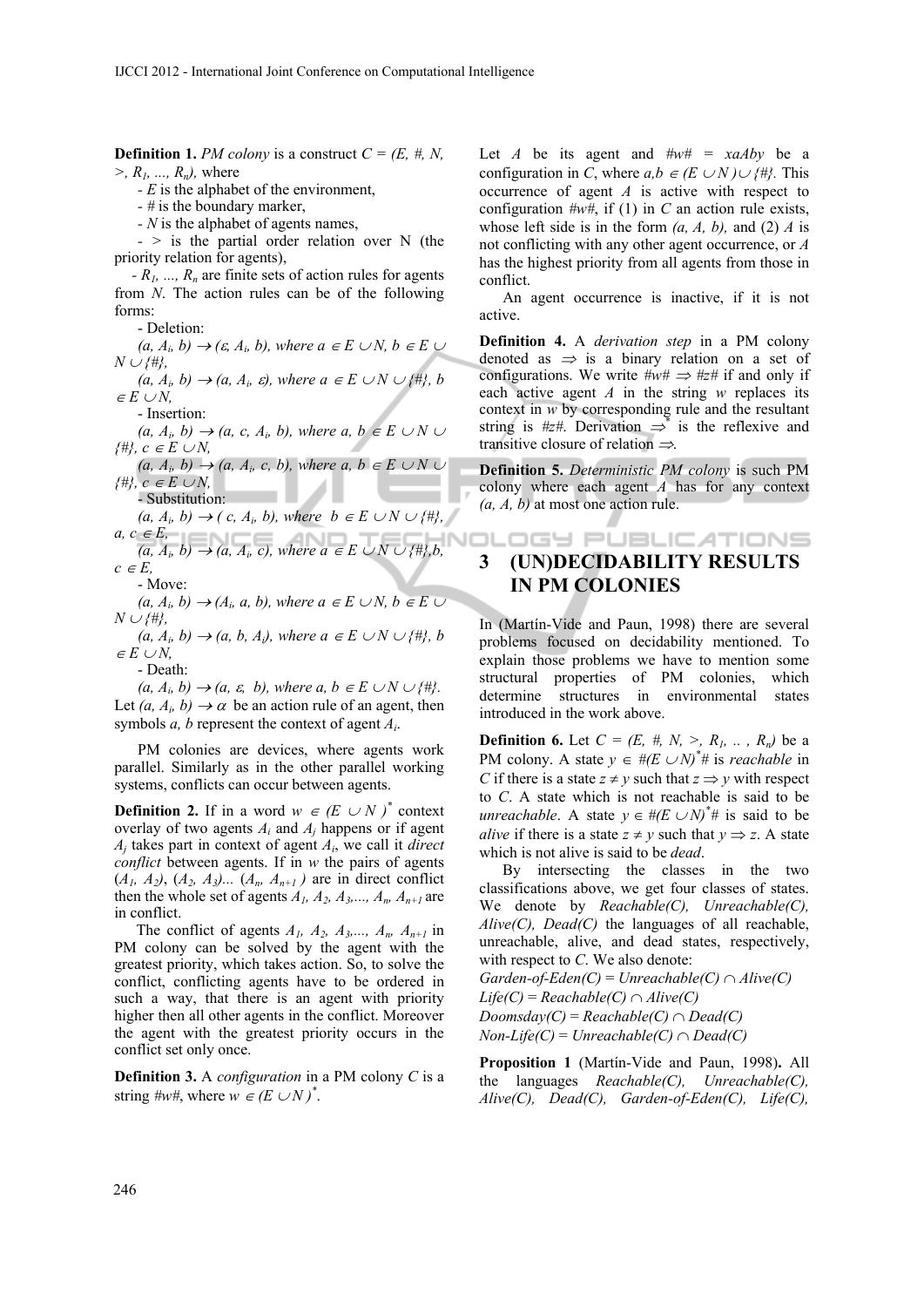**Definition 1.** *PM colony* is a construct $C = (E, \#, N, >, R_1, ..., R_n)$, where

- $E$ is the alphabet of the environment,
- $\#$ is the boundary marker,
- $N$ is the alphabet of agents names,
- $>$ is the partial order relation over N (the priority relation for agents),
- $R_1, ..., R_n$ are finite sets of action rules for agents from $N$. The action rules can be of the following forms:
  - Deletion:

    $(a, A_i, b) \rightarrow (\varepsilon, A_i, b)$, where $a \in E \cup N$, $b \in E \cup N \cup \{\#\}$,

    $(a, A_i, b) \rightarrow (a, A_i, \varepsilon)$, where $a \in E \cup N \cup \{\#\}$, $b \in E \cup N$,
  - Insertion:

    $(a, A_i, b) \rightarrow (a, c, A_i, b)$, where $a, b \in E \cup N \cup \{\#\}$, $c \in E \cup N$,

    $(a, A_i, b) \rightarrow (a, A_i, c, b)$, where $a, b \in E \cup N \cup \{\#\}$, $c \in E \cup N$,
  - Substitution:

    $(a, A_i, b) \rightarrow (c, A_i, b)$, where $b \in E \cup N \cup \{\#\}$, $a, c \in E$,

    $(a, A_i, b) \rightarrow (a, A_i, c)$, where $a \in E \cup N \cup \{\#\}$, $b, c \in E$,
  - Move:

    $(a, A_i, b) \rightarrow (A_i, a, b)$, where $a \in E \cup N$, $b \in E \cup N \cup \{\#\}$,

    $(a, A_i, b) \rightarrow (a, b, A_i)$, where $a \in E \cup N \cup \{\#\}$, $b \in E \cup N$,
  - Death:

    $(a, A_i, b) \rightarrow (a, \varepsilon, b)$, where $a, b \in E \cup N \cup \{\#\}$.

Let $(a, A_i, b) \rightarrow \alpha$ be an action rule of an agent, then symbols $a$, $b$ represent the context of agent $A_i$.

PM colonies are devices, where agents work parallel. Similarly as in the other parallel working systems, conflicts can occur between agents.

**Definition 2.** If in a word $w \in (E \cup N)^*$ context overlay of two agents $A_i$ and $A_j$ happens or if agent $A_j$ takes part in context of agent $A_i$, we call it *direct conflict* between agents. If in $w$ the pairs of agents $(A_1, A_2)$, $(A_2, A_3)$... $(A_n, A_{n+1})$ are in direct conflict then the whole set of agents $A_1, A_2, A_3, ..., A_n, A_{n+1}$ are in conflict.

The conflict of agents $A_1, A_2, A_3, ..., A_n, A_{n+1}$ in PM colony can be solved by the agent with the greatest priority, which takes action. So, to solve the conflict, conflicting agents have to be ordered in such a way, that there is an agent with priority higher then all other agents in the conflict. Moreover the agent with the greatest priority occurs in the conflict set only once.

**Definition 3.** A *configuration* in a PM colony $C$ is a string $\#w\#$, where $w \in (E \cup N)^*$.

Let $A$ be its agent and $\#w\# = xaAby$ be a configuration in $C$, where $a,b \in (E \cup N) \cup \{\#\}$. This occurrence of agent $A$ is active with respect to configuration $\#w\#$, if (1) in $C$ an action rule exists, whose left side is in the form $(a, A, b)$, and (2) $A$ is not conflicting with any other agent occurrence, or $A$ has the highest priority from all agents from those in conflict.

An agent occurrence is inactive, if it is not active.

**Definition 4.** A *derivation step* in a PM colony denoted as $\Rightarrow$ is a binary relation on a set of configurations. We write $\#w\# \Rightarrow \#z\#$ if and only if each active agent $A$ in the string $w$ replaces its context in $w$ by corresponding rule and the resultant string is $\#z\#$. Derivation $\Rightarrow^*$ is the reflexive and transitive closure of relation $\Rightarrow$.

**Definition 5.** *Deterministic PM colony* is such PM colony where each agent $A$ has for any context $(a, A, b)$ at most one action rule.

## 3 (UN)DECIDABILITY RESULTS IN PM COLONIES

In (Martín-Vide and Paun, 1998) there are several problems focused on decidability mentioned. To explain those problems we have to mention some structural properties of PM colonies, which determine structures in environmental states introduced in the work above.

**Definition 6.** Let $C = (E, \#, N, >, R_1, .., R_n)$ be a PM colony. A state $y \in \#(E \cup N)^*\#$ is *reachable* in $C$ if there is a state $z \neq y$ such that $z \Rightarrow y$ with respect to $C$. A state which is not reachable is said to be *unreachable*. A state $y \in \#(E \cup N)^*\#$ is said to be *alive* if there is a state $z \neq y$ such that $y \Rightarrow z$. A state which is not alive is said to be *dead*.

By intersecting the classes in the two classifications above, we get four classes of states. We denote by $Reachable(C)$, $Unreachable(C)$, $Alive(C)$, $Dead(C)$ the languages of all reachable, unreachable, alive, and dead states, respectively, with respect to $C$. We also denote:

$Garden\text{-}of\text{-}Eden(C) = Unreachable(C) \cap Alive(C)$
$Life(C) = Reachable(C) \cap Alive(C)$
$Doomsday(C) = Reachable(C) \cap Dead(C)$
$Non\text{-}Life(C) = Unreachable(C) \cap Dead(C)$

**Proposition 1** (Martín-Vide and Paun, 1998)**.** All the languages $Reachable(C)$, $Unreachable(C)$, $Alive(C)$, $Dead(C)$, $Garden\text{-}of\text{-}Eden(C)$, $Life(C)$,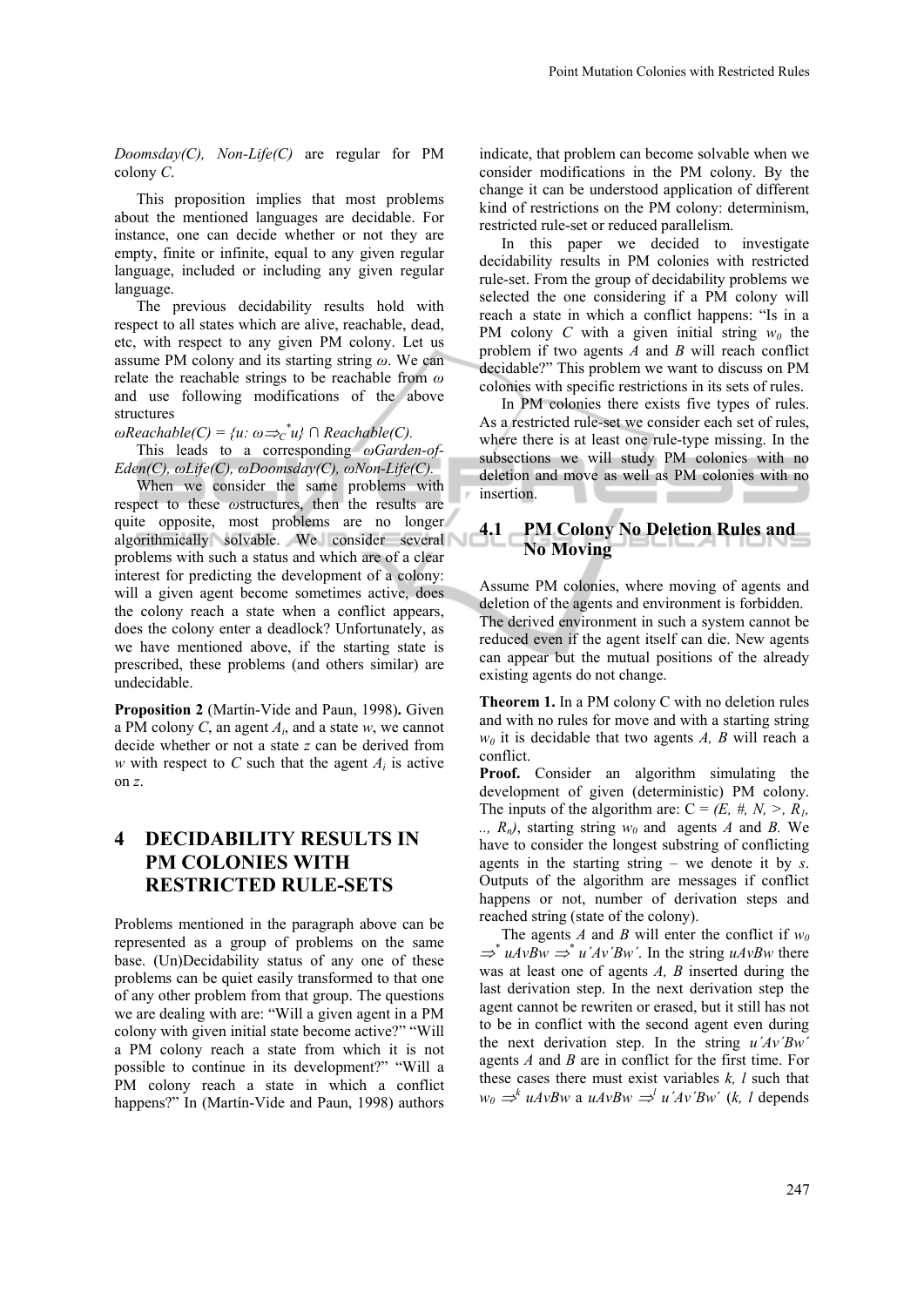*Doomsday(C), Non-Life(C)* are regular for PM colony *C*.

This proposition implies that most problems about the mentioned languages are decidable. For instance, one can decide whether or not they are empty, finite or infinite, equal to any given regular language, included or including any given regular language.

The previous decidability results hold with respect to all states which are alive, reachable, dead, etc, with respect to any given PM colony. Let us assume PM colony and its starting string $\omega$. We can relate the reachable strings to be reachable from $\omega$ and use following modifications of the above structures

$\omega Reachable(C) = \{u: \omega \Rightarrow_C^* u\} \cap Reachable(C)$.

This leads to a corresponding *ωGarden-of-Eden(C), ωLife(C), ωDoomsday(C), ωNon-Life(C)*.

When we consider the same problems with respect to these *ω*structures, then the results are quite opposite, most problems are no longer algorithmically solvable. We consider several problems with such a status and which are of a clear interest for predicting the development of a colony: will a given agent become sometimes active, does the colony reach a state when a conflict appears, does the colony enter a deadlock? Unfortunately, as we have mentioned above, if the starting state is prescribed, these problems (and others similar) are undecidable.

**Proposition 2** (Martín-Vide and Paun, 1998)**.** Given a PM colony *C*, an agent $A_i$, and a state *w*, we cannot decide whether or not a state *z* can be derived from *w* with respect to *C* such that the agent $A_i$ is active on *z*.

# 4 DECIDABILITY RESULTS IN PM COLONIES WITH RESTRICTED RULE-SETS

Problems mentioned in the paragraph above can be represented as a group of problems on the same base. (Un)Decidability status of any one of these problems can be quiet easily transformed to that one of any other problem from that group. The questions we are dealing with are: "Will a given agent in a PM colony with given initial state become active?" "Will a PM colony reach a state from which it is not possible to continue in its development?" "Will a PM colony reach a state in which a conflict happens?" In (Martín-Vide and Paun, 1998) authors indicate, that problem can become solvable when we consider modifications in the PM colony. By the change it can be understood application of different kind of restrictions on the PM colony: determinism, restricted rule-set or reduced parallelism.

In this paper we decided to investigate decidability results in PM colonies with restricted rule-set. From the group of decidability problems we selected the one considering if a PM colony will reach a state in which a conflict happens: "Is in a PM colony *C* with a given initial string $w_0$ the problem if two agents *A* and *B* will reach conflict decidable?" This problem we want to discuss on PM colonies with specific restrictions in its sets of rules.

In PM colonies there exists five types of rules. As a restricted rule-set we consider each set of rules, where there is at least one rule-type missing. In the subsections we will study PM colonies with no deletion and move as well as PM colonies with no insertion.

## 4.1 PM Colony No Deletion Rules and No Moving

Assume PM colonies, where moving of agents and deletion of the agents and environment is forbidden. The derived environment in such a system cannot be reduced even if the agent itself can die. New agents can appear but the mutual positions of the already existing agents do not change.

**Theorem 1.** In a PM colony C with no deletion rules and with no rules for move and with a starting string $w_0$ it is decidable that two agents *A, B* will reach a conflict.

**Proof.** Consider an algorithm simulating the development of given (deterministic) PM colony. The inputs of the algorithm are: C = $(E, \#, N, >, R_1, .., R_n)$, starting string $w_0$ and agents *A* and *B.* We have to consider the longest substring of conflicting agents in the starting string – we denote it by *s*. Outputs of the algorithm are messages if conflict happens or not, number of derivation steps and reached string (state of the colony).

The agents *A* and *B* will enter the conflict if $w_0 \Rightarrow^* uAvBw \Rightarrow^* u'Av'Bw'$. In the string *uAvBw* there was at least one of agents *A, B* inserted during the last derivation step. In the next derivation step the agent cannot be rewriten or erased, but it still has not to be in conflict with the second agent even during the next derivation step. In the string *u´Av´Bw´* agents *A* and *B* are in conflict for the first time. For these cases there must exist variables *k, l* such that $w_0 \Rightarrow^k uAvBw$ a $uAvBw \Rightarrow^l u'Av'Bw'$ (*k, l* depends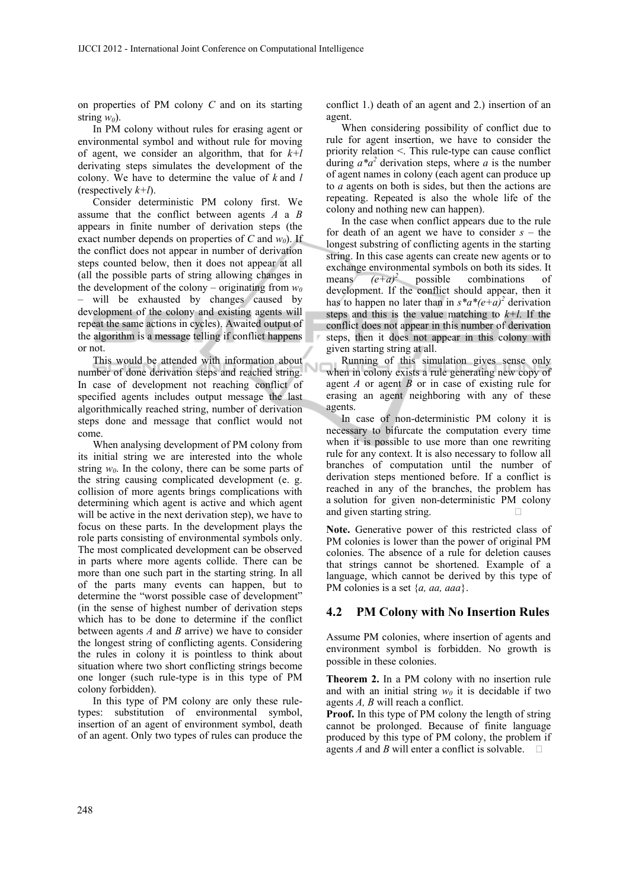on properties of PM colony $C$ and on its starting string $w_0$).

In PM colony without rules for erasing agent or environmental symbol and without rule for moving of agent, we consider an algorithm, that for $k+l$ derivating steps simulates the development of the colony. We have to determine the value of $k$ and $l$ (respectively $k+l$).

Consider deterministic PM colony first. We assume that the conflict between agents $A$ a $B$ appears in finite number of derivation steps (the exact number depends on properties of $C$ and $w_0$). If the conflict does not appear in number of derivation steps counted below, then it does not appear at all (all the possible parts of string allowing changes in the development of the colony – originating from $w_0$ – will be exhausted by changes caused by development of the colony and existing agents will repeat the same actions in cycles). Awaited output of the algorithm is a message telling if conflict happens or not.

This would be attended with information about number of done derivation steps and reached string. In case of development not reaching conflict of specified agents includes output message the last algorithmically reached string, number of derivation steps done and message that conflict would not come.

When analysing development of PM colony from its initial string we are interested into the whole string $w_0$. In the colony, there can be some parts of the string causing complicated development (e. g. collision of more agents brings complications with determining which agent is active and which agent will be active in the next derivation step), we have to focus on these parts. In the development plays the role parts consisting of environmental symbols only. The most complicated development can be observed in parts where more agents collide. There can be more than one such part in the starting string. In all of the parts many events can happen, but to determine the "worst possible case of development" (in the sense of highest number of derivation steps which has to be done to determine if the conflict between agents $A$ and $B$ arrive) we have to consider the longest string of conflicting agents. Considering the rules in colony it is pointless to think about situation where two short conflicting strings become one longer (such rule-type is in this type of PM colony forbidden).

In this type of PM colony are only these rule-types: substitution of environmental symbol, insertion of an agent of environment symbol, death of an agent. Only two types of rules can produce the conflict 1.) death of an agent and 2.) insertion of an agent.

When considering possibility of conflict due to rule for agent insertion, we have to consider the priority relation <. This rule-type can cause conflict during $a*a^2$ derivation steps, where $a$ is the number of agent names in colony (each agent can produce up to $a$ agents on both is sides, but then the actions are repeating. Repeated is also the whole life of the colony and nothing new can happen).

In the case when conflict appears due to the rule for death of an agent we have to consider $s$ – the longest substring of conflicting agents in the starting string. In this case agents can create new agents or to exchange environmental symbols on both its sides. It means $(e+a)^2$ possible combinations of development. If the conflict should appear, then it has to happen no later than in $s*a*(e+a)^2$ derivation steps and this is the value matching to $k+l$. If the conflict does not appear in this number of derivation steps, then it does not appear in this colony with given starting string at all.

Running of this simulation gives sense only when in colony exists a rule generating new copy of agent $A$ or agent $B$ or in case of existing rule for erasing an agent neighboring with any of these agents.

In case of non-deterministic PM colony it is necessary to bifurcate the computation every time when it is possible to use more than one rewriting rule for any context. It is also necessary to follow all branches of computation until the number of derivation steps mentioned before. If a conflict is reached in any of the branches, the problem has a solution for given non-deterministic PM colony and given starting string. □

**Note.** Generative power of this restricted class of PM colonies is lower than the power of original PM colonies. The absence of a rule for deletion causes that strings cannot be shortened. Example of a language, which cannot be derived by this type of PM colonies is a set $\{a, aa, aaa\}$.

## 4.2 PM Colony with No Insertion Rules

Assume PM colonies, where insertion of agents and environment symbol is forbidden. No growth is possible in these colonies.

**Theorem 2.** In a PM colony with no insertion rule and with an initial string $w_0$ it is decidable if two agents $A$, $B$ will reach a conflict.

**Proof.** In this type of PM colony the length of string cannot be prolonged. Because of finite language produced by this type of PM colony, the problem if agents $A$ and $B$ will enter a conflict is solvable. □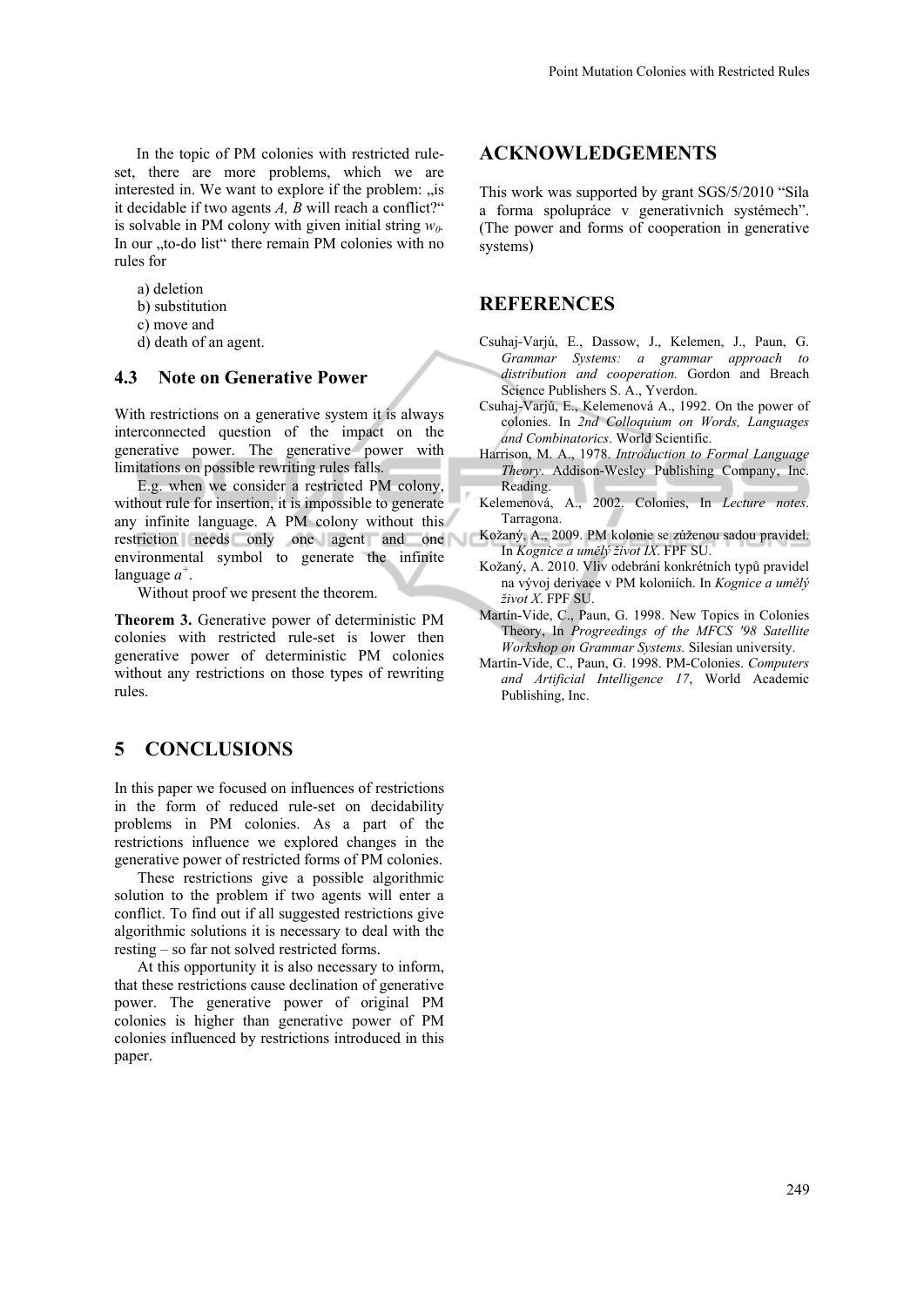In the topic of PM colonies with restricted rule-set, there are more problems, which we are interested in. We want to explore if the problem: „is it decidable if two agents *A, B* will reach a conflict?" is solvable in PM colony with given initial string $w_0$. In our „to-do list" there remain PM colonies with no rules for

a) deletion
b) substitution
c) move and
d) death of an agent.

### 4.3 Note on Generative Power

With restrictions on a generative system it is always interconnected question of the impact on the generative power. The generative power with limitations on possible rewriting rules falls.

E.g. when we consider a restricted PM colony, without rule for insertion, it is impossible to generate any infinite language. A PM colony without this restriction needs only one agent and one environmental symbol to generate the infinite language $a^+$.

Without proof we present the theorem.

**Theorem 3.** Generative power of deterministic PM colonies with restricted rule-set is lower then generative power of deterministic PM colonies without any restrictions on those types of rewriting rules.

## 5 CONCLUSIONS

In this paper we focused on influences of restrictions in the form of reduced rule-set on decidability problems in PM colonies. As a part of the restrictions influence we explored changes in the generative power of restricted forms of PM colonies.

These restrictions give a possible algorithmic solution to the problem if two agents will enter a conflict. To find out if all suggested restrictions give algorithmic solutions it is necessary to deal with the resting – so far not solved restricted forms.

At this opportunity it is also necessary to inform, that these restrictions cause declination of generative power. The generative power of original PM colonies is higher than generative power of PM colonies influenced by restrictions introduced in this paper.

## ACKNOWLEDGEMENTS

This work was supported by grant SGS/5/2010 "Síla a forma spolupráce v generativních systémech". (The power and forms of cooperation in generative systems)

## REFERENCES

Csuhaj-Varjú, E., Dassow, J., Kelemen, J., Paun, G. *Grammar Systems: a grammar approach to distribution and cooperation.* Gordon and Breach Science Publishers S. A., Yverdon.

Csuhaj-Varjú, E., Kelemenová A., 1992. On the power of colonies. In *2nd Colloquium on Words, Languages and Combinatorics*. World Scientific.

Harrison, M. A., 1978. *Introduction to Formal Language Theory*. Addison-Wesley Publishing Company, Inc. Reading.

Kelemenová, A., 2002. Colonies, In *Lecture notes*. Tarragona.

Kožaný, A., 2009. PM kolonie se zúženou sadou pravidel. In *Kognice a umělý život IX*. FPF SU.

Kožaný, A. 2010. Vliv odebrání konkrétních typů pravidel na vývoj derivace v PM koloniích. In *Kognice a umělý život X*. FPF SU.

Martín-Vide, C., Paun, G. 1998. New Topics in Colonies Theory, In *Progreedings of the MFCS '98 Satellite Workshop on Grammar Systems.* Silesian university.

Martín-Vide, C., Paun, G. 1998. PM-Colonies. *Computers and Artificial Intelligence 17*, World Academic Publishing, Inc.